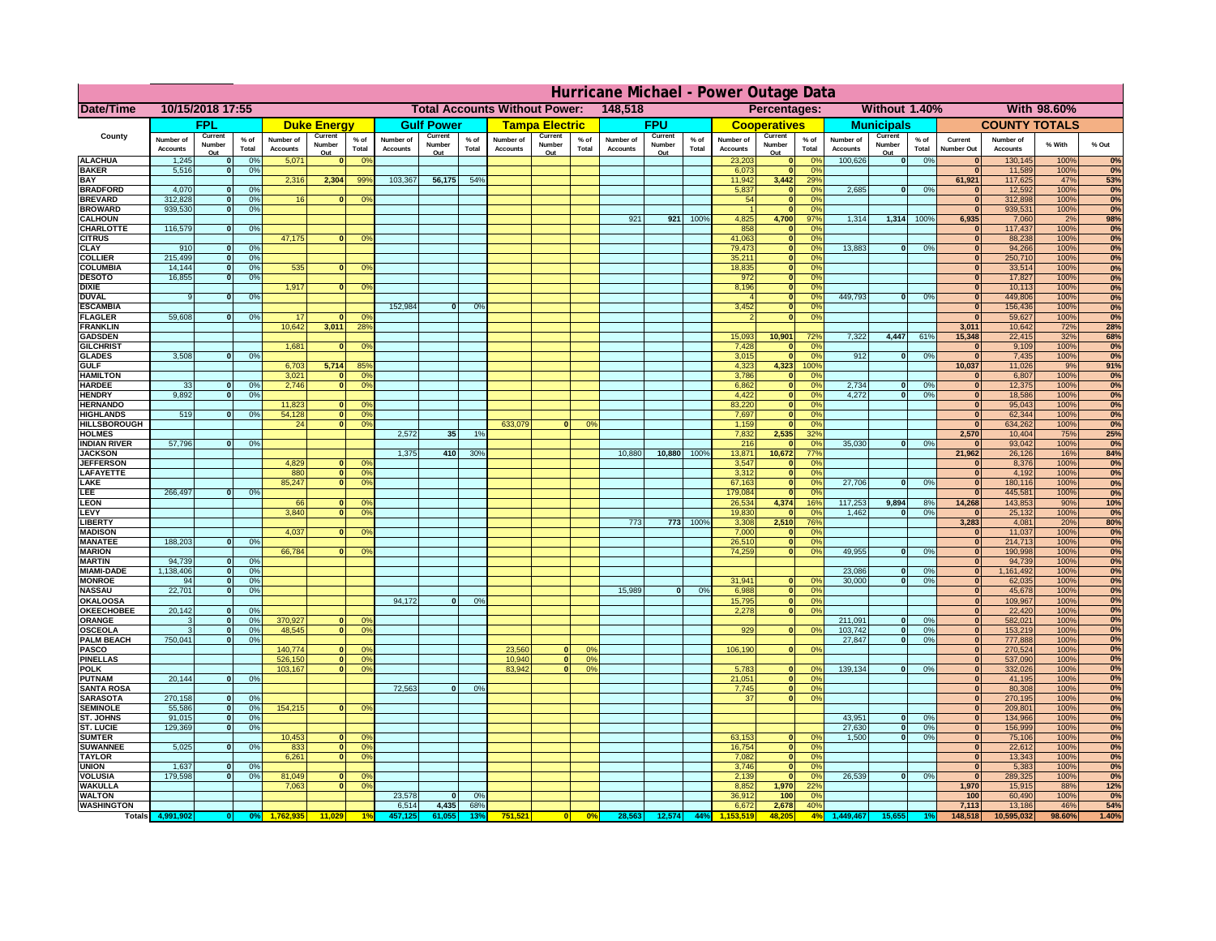# Hurricane Michael - Power Outage Data

| Date/Time | 10/15/2018 17:55 | | | Total Accounts Without Power: | 148,518 | | | Percentages: | | Without 1.40% | | With 98.60% | | | | | | | | | | | | | | | | |
|---|---|---|---|---|---|---|---|---|---|---|---|---|---|---|---|---|---|---|---|---|---|---|---|---|---|---|---|---|
| County | FPL | | | Duke Energy | | | Gulf Power | | | Tampa Electric | | | FPU | | | Cooperatives | | | Municipals | | | COUNTY TOTALS | | | | | | |
| | Number of Accounts | Current Number Out | % of Total | Number of Accounts | Current Number Out | % of Total | Number of Accounts | Current Number Out | % of Total | Number of Accounts | Current Number Out | % of Total | Number of Accounts | Current Number Out | % of Total | Number of Accounts | Current Number Out | % of Total | Number of Accounts | Current Number Out | % of Total | Current Number Out | Number of Accounts | % With | % Out | | | |
| ALACHUA | 1,245 | 0 | 0% | 5,071 | 0 | 0% | | | | | | | | | | 23,203 | 0 | 0% | 100,626 | 0 | 0% | 0 | 130,145 | 100% | 0% | | | |
| BAKER | 5,516 | 0 | 0% | | | | | | | | | | | | | 6,073 | 0 | 0% | | | | 0 | 11,589 | 100% | 0% | | | |
| BAY | | | | 2,316 | 2,304 | 99% | 103,367 | 56,175 | 54% | | | | | | | 11,942 | 3,442 | 29% | | | | 61,921 | 117,625 | 47% | 53% | | | |
| BRADFORD | 4,070 | 0 | 0% | | | | | | | | | | | | | 5,837 | 0 | 0% | 2,685 | 0 | 0% | 0 | 12,592 | 100% | 0% | | | |
| BREVARD | 312,828 | 0 | 0% | 16 | 0 | 0% | | | | | | | | | | 54 | 0 | 0% | | | | 0 | 312,898 | 100% | 0% | | | |
| BROWARD | 939,530 | 0 | 0% | | | | | | | | | | | | | 1 | 0 | 0% | | | | 0 | 939,531 | 100% | 0% | | | |
| CALHOUN | | | | | | | | | | | | | 921 | 921 | 100% | 4,825 | 4,700 | 97% | 1,314 | 1,314 | 100% | 6,935 | 7,060 | 2% | 98% | | | |
| CHARLOTTE | 116,579 | 0 | 0% | | | | | | | | | | | | | 858 | 0 | 0% | | | | 0 | 117,437 | 100% | 0% | | | |
| CITRUS | | | | 47,175 | 0 | 0% | | | | | | | | | | 41,063 | 0 | 0% | | | | 0 | 88,238 | 100% | 0% | | | |
| CLAY | 910 | 0 | 0% | | | | | | | | | | | | | 79,473 | 0 | 0% | 13,883 | 0 | 0% | 0 | 94,266 | 100% | 0% | | | |
| COLLIER | 215,499 | 0 | 0% | | | | | | | | | | | | | 35,211 | 0 | 0% | | | | 0 | 250,710 | 100% | 0% | | | |
| COLUMBIA | 14,144 | 0 | 0% | 535 | 0 | 0% | | | | | | | | | | 18,835 | 0 | 0% | | | | 0 | 33,514 | 100% | 0% | | | |
| DESOTO | 16,855 | 0 | 0% | | | | | | | | | | | | | 972 | 0 | 0% | | | | 0 | 17,827 | 100% | 0% | | | |
| DIXIE | | | | 1,917 | 0 | 0% | | | | | | | | | | 8,196 | 0 | 0% | | | | 0 | 10,113 | 100% | 0% | | | |
| DUVAL | 9 | 0 | 0% | | | | | | | | | | | | | 4 | 0 | 0% | 449,793 | 0 | 0% | 0 | 449,806 | 100% | 0% | | | |
| ESCAMBIA | | | | | | | 152,984 | 0 | 0% | | | | | | | 3,452 | 0 | 0% | | | | 0 | 156,436 | 100% | 0% | | | |
| FLAGLER | 59,608 | 0 | 0% | 17 | 0 | 0% | | | | | | | | | | 2 | 0 | 0% | | | | 0 | 59,627 | 100% | 0% | | | |
| FRANKLIN | | | | 10,642 | 3,011 | 28% | | | | | | | | | | | | | | | | 3,011 | 10,642 | 72% | 28% | | | |
| GADSDEN | | | | | | | | | | | | | | | | 15,093 | 10,901 | 72% | 7,322 | 4,447 | 61% | 15,348 | 22,415 | 32% | 68% | | | |
| GILCHRIST | | | | 1,681 | 0 | 0% | | | | | | | | | | 7,428 | 0 | 0% | | | | 0 | 9,109 | 100% | 0% | | | |
| GLADES | 3,508 | 0 | 0% | | | | | | | | | | | | | 3,015 | 0 | 0% | 912 | 0 | 0% | 0 | 7,435 | 100% | 0% | | | |
| GULF | | | | 6,703 | 5,714 | 85% | | | | | | | | | | 4,323 | 4,323 | 100% | | | | 10,037 | 11,026 | 9% | 91% | | | |
| HAMILTON | | | | 3,021 | 0 | 0% | | | | | | | | | | 3,786 | 0 | 0% | | | | 0 | 6,807 | 100% | 0% | | | |
| HARDEE | 33 | 0 | 0% | 2,746 | 0 | 0% | | | | | | | | | | 6,862 | 0 | 0% | 2,734 | 0 | 0% | 0 | 12,375 | 100% | 0% | | | |
| HENDRY | 9,892 | 0 | 0% | | | | | | | | | | | | | 4,422 | 0 | 0% | 4,272 | 0 | 0% | 0 | 18,586 | 100% | 0% | | | |
| HERNANDO | | | | 11,823 | 0 | 0% | | | | | | | | | | 83,220 | 0 | 0% | | | | 0 | 95,043 | 100% | 0% | | | |
| HIGHLANDS | 519 | 0 | 0% | 54,128 | 0 | 0% | | | | | | | | | | 7,697 | 0 | 0% | | | | 0 | 62,344 | 100% | 0% | | | |
| HILLSBOROUGH | | | | 24 | 0 | 0% | | | | 633,079 | 0 | 0% | | | | 1,159 | 0 | 0% | | | | 0 | 634,262 | 100% | 0% | | | |
| HOLMES | | | | | | | 2,572 | 35 | 1% | | | | | | | 7,832 | 2,535 | 32% | | | | 2,570 | 10,404 | 75% | 25% | | | |
| INDIAN RIVER | 57,796 | 0 | 0% | | | | | | | | | | | | | 216 | 0 | 0% | 35,030 | 0 | 0% | 0 | 93,042 | 100% | 0% | | | |
| JACKSON | | | | | | | 1,375 | 410 | 30% | | | | 10,880 | 10,880 | 100% | 13,871 | 10,672 | 77% | | | | 21,962 | 26,126 | 16% | 84% | | | |
| JEFFERSON | | | | 4,829 | 0 | 0% | | | | | | | | | | 3,547 | 0 | 0% | | | | 0 | 8,376 | 100% | 0% | | | |
| LAFAYETTE | | | | 880 | 0 | 0% | | | | | | | | | | 3,312 | 0 | 0% | | | | 0 | 4,192 | 100% | 0% | | | |
| LAKE | | | | 85,247 | 0 | 0% | | | | | | | | | | 67,163 | 0 | 0% | 27,706 | 0 | 0% | 0 | 180,116 | 100% | 0% | | | |
| LEE | 266,497 | 0 | 0% | | | | | | | | | | | | | 179,084 | 0 | 0% | | | | 0 | 445,581 | 100% | 0% | | | |
| LEON | | | | 66 | 0 | 0% | | | | | | | | | | 26,534 | 4,374 | 16% | 117,253 | 9,894 | 8% | 14,268 | 143,853 | 90% | 10% | | | |
| LEVY | | | | 3,840 | 0 | 0% | | | | | | | | | | 19,830 | 0 | 0% | 1,462 | 0 | 0% | 0 | 25,132 | 100% | 0% | | | |
| LIBERTY | | | | | | | | | | | | | 773 | 773 | 100% | 3,308 | 2,510 | 76% | | | | 3,283 | 4,081 | 20% | 80% | | | |
| MADISON | | | | 4,037 | 0 | 0% | | | | | | | | | | 7,000 | 0 | 0% | | | | 0 | 11,037 | 100% | 0% | | | |
| MANATEE | 188,203 | 0 | 0% | | | | | | | | | | | | | 26,510 | 0 | 0% | | | | 0 | 214,713 | 100% | 0% | | | |
| MARION | | | | 66,784 | 0 | 0% | | | | | | | | | | 74,259 | 0 | 0% | 49,955 | 0 | 0% | 0 | 190,998 | 100% | 0% | | | |
| MARTIN | 94,739 | 0 | 0% | | | | | | | | | | | | | | | | | | | 0 | 94,739 | 100% | 0% | | | |
| MIAMI-DADE | 1,138,406 | 0 | 0% | | | | | | | | | | | | | | | | 23,086 | 0 | 0% | 0 | 1,161,492 | 100% | 0% | | | |
| MONROE | 94 | 0 | 0% | | | | | | | | | | | | | 31,941 | 0 | 0% | 30,000 | 0 | 0% | 0 | 62,035 | 100% | 0% | | | |
| NASSAU | 22,701 | 0 | 0% | | | | | | | | | | 15,989 | 0 | 0% | 6,988 | 0 | 0% | | | | 0 | 45,678 | 100% | 0% | | | |
| OKALOOSA | | | | | | | 94,172 | 0 | 0% | | | | | | | 15,795 | 0 | 0% | | | | 0 | 109,967 | 100% | 0% | | | |
| OKEECHOBEE | 20,142 | 0 | 0% | | | | | | | | | | | | | 2,278 | 0 | 0% | | | | 0 | 22,420 | 100% | 0% | | | |
| ORANGE | 3 | 0 | 0% | 370,927 | 0 | 0% | | | | | | | | | | | | | 211,091 | 0 | 0% | 0 | 582,021 | 100% | 0% | | | |
| OSCEOLA | 3 | 0 | 0% | 48,545 | 0 | 0% | | | | | | | | | | 929 | 0 | 0% | 103,742 | 0 | 0% | 0 | 153,219 | 100% | 0% | | | |
| PALM BEACH | 750,041 | 0 | 0% | | | | | | | | | | | | | | | | 27,847 | 0 | 0% | 0 | 777,888 | 100% | 0% | | | |
| PASCO | | | | 140,774 | 0 | 0% | | | | 23,560 | 0 | 0% | | | | 106,190 | 0 | 0% | | | | 0 | 270,524 | 100% | 0% | | | |
| PINELLAS | | | | 526,150 | 0 | 0% | | | | 10,940 | 0 | 0% | | | | | | | | | | 0 | 537,090 | 100% | 0% | | | |
| POLK | | | | 103,167 | 0 | 0% | | | | 83,942 | 0 | 0% | | | | 5,783 | 0 | 0% | 139,134 | 0 | 0% | 0 | 332,026 | 100% | 0% | | | |
| PUTNAM | 20,144 | 0 | 0% | | | | | | | | | | | | | 21,051 | 0 | 0% | | | | 0 | 41,195 | 100% | 0% | | | |
| SANTA ROSA | | | | | | | 72,563 | 0 | 0% | | | | | | | 7,745 | 0 | 0% | | | | 0 | 80,308 | 100% | 0% | | | |
| SARASOTA | 270,158 | 0 | 0% | | | | | | | | | | | | | 37 | 0 | 0% | | | | 0 | 270,195 | 100% | 0% | | | |
| SEMINOLE | 55,586 | 0 | 0% | 154,215 | 0 | 0% | | | | | | | | | | | | | | | | 0 | 209,801 | 100% | 0% | | | |
| ST. JOHNS | 91,015 | 0 | 0% | | | | | | | | | | | | | | | | 43,951 | 0 | 0% | 0 | 134,966 | 100% | 0% | | | |
| ST. LUCIE | 129,369 | 0 | 0% | | | | | | | | | | | | | | | | 27,630 | 0 | 0% | 0 | 156,999 | 100% | 0% | | | |
| SUMTER | | | | 10,453 | 0 | 0% | | | | | | | | | | 63,153 | 0 | 0% | 1,500 | 0 | 0% | 0 | 75,106 | 100% | 0% | | | |
| SUWANNEE | 5,025 | 0 | 0% | 833 | 0 | 0% | | | | | | | | | | 16,754 | 0 | 0% | | | | 0 | 22,612 | 100% | 0% | | | |
| TAYLOR | | | | 6,261 | 0 | 0% | | | | | | | | | | 7,082 | 0 | 0% | | | | 0 | 13,343 | 100% | 0% | | | |
| UNION | 1,637 | 0 | 0% | | | | | | | | | | | | | 3,746 | 0 | 0% | | | | 0 | 5,383 | 100% | 0% | | | |
| VOLUSIA | 179,598 | 0 | 0% | 81,049 | 0 | 0% | | | | | | | | | | 2,139 | 0 | 0% | 26,539 | 0 | 0% | 0 | 289,325 | 100% | 0% | | | |
| WAKULLA | | | | 7,063 | 0 | 0% | | | | | | | | | | 8,852 | 1,970 | 22% | | | | 1,970 | 15,915 | 88% | 12% | | | |
| WALTON | | | | | | | 23,578 | 0 | 0% | | | | | | | 36,912 | 100 | 0% | | | | 100 | 60,490 | 100% | 0% | | | |
| WASHINGTON | | | | | | | 6,514 | 4,435 | 68% | | | | | | | 6,672 | 2,678 | 40% | | | | 7,113 | 13,186 | 46% | 54% | | | |
| Totals | 4,991,902 | 0 | 0% | 1,762,935 | 11,029 | 1% | 457,125 | 61,055 | 13% | 751,521 | 0 | 0% | 28,563 | 12,574 | 44% | 1,153,519 | 48,205 | 4% | 1,449,467 | 15,655 | 1% | 148,518 | 10,595,032 | 98.60% | 1.40% | | | |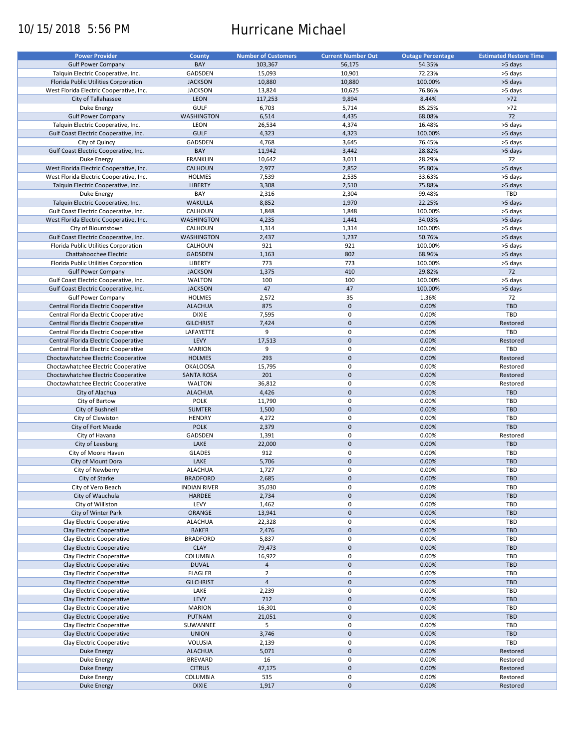10/15/2018 5:56 PM

# Hurricane Michael

| Power Provider | County | Number of Customers | Current Number Out | Outage Percentage | Estimated Restore Time |
|---|---|---|---|---|---|
| Gulf Power Company | BAY | 103,367 | 56,175 | 54.35% | >5 days |
| Talquin Electric Cooperative, Inc. | GADSDEN | 15,093 | 10,901 | 72.23% | >5 days |
| Florida Public Utilities Corporation | JACKSON | 10,880 | 10,880 | 100.00% | >5 days |
| West Florida Electric Cooperative, Inc. | JACKSON | 13,824 | 10,625 | 76.86% | >5 days |
| City of Tallahassee | LEON | 117,253 | 9,894 | 8.44% | >72 |
| Duke Energy | GULF | 6,703 | 5,714 | 85.25% | >72 |
| Gulf Power Company | WASHINGTON | 6,514 | 4,435 | 68.08% | 72 |
| Talquin Electric Cooperative, Inc. | LEON | 26,534 | 4,374 | 16.48% | >5 days |
| Gulf Coast Electric Cooperative, Inc. | GULF | 4,323 | 4,323 | 100.00% | >5 days |
| City of Quincy | GADSDEN | 4,768 | 3,645 | 76.45% | >5 days |
| Gulf Coast Electric Cooperative, Inc. | BAY | 11,942 | 3,442 | 28.82% | >5 days |
| Duke Energy | FRANKLIN | 10,642 | 3,011 | 28.29% | 72 |
| West Florida Electric Cooperative, Inc. | CALHOUN | 2,977 | 2,852 | 95.80% | >5 days |
| West Florida Electric Cooperative, Inc. | HOLMES | 7,539 | 2,535 | 33.63% | >5 days |
| Talquin Electric Cooperative, Inc. | LIBERTY | 3,308 | 2,510 | 75.88% | >5 days |
| Duke Energy | BAY | 2,316 | 2,304 | 99.48% | TBD |
| Talquin Electric Cooperative, Inc. | WAKULLA | 8,852 | 1,970 | 22.25% | >5 days |
| Gulf Coast Electric Cooperative, Inc. | CALHOUN | 1,848 | 1,848 | 100.00% | >5 days |
| West Florida Electric Cooperative, Inc. | WASHINGTON | 4,235 | 1,441 | 34.03% | >5 days |
| City of Blountstown | CALHOUN | 1,314 | 1,314 | 100.00% | >5 days |
| Gulf Coast Electric Cooperative, Inc. | WASHINGTON | 2,437 | 1,237 | 50.76% | >5 days |
| Florida Public Utilities Corporation | CALHOUN | 921 | 921 | 100.00% | >5 days |
| Chattahoochee Electric | GADSDEN | 1,163 | 802 | 68.96% | >5 days |
| Florida Public Utilities Corporation | LIBERTY | 773 | 773 | 100.00% | >5 days |
| Gulf Power Company | JACKSON | 1,375 | 410 | 29.82% | 72 |
| Gulf Coast Electric Cooperative, Inc. | WALTON | 100 | 100 | 100.00% | >5 days |
| Gulf Coast Electric Cooperative, Inc. | JACKSON | 47 | 47 | 100.00% | >5 days |
| Gulf Power Company | HOLMES | 2,572 | 35 | 1.36% | 72 |
| Central Florida Electric Cooperative | ALACHUA | 875 | 0 | 0.00% | TBD |
| Central Florida Electric Cooperative | DIXIE | 7,595 | 0 | 0.00% | TBD |
| Central Florida Electric Cooperative | GILCHRIST | 7,424 | 0 | 0.00% | Restored |
| Central Florida Electric Cooperative | LAFAYETTE | 9 | 0 | 0.00% | TBD |
| Central Florida Electric Cooperative | LEVY | 17,513 | 0 | 0.00% | Restored |
| Central Florida Electric Cooperative | MARION | 9 | 0 | 0.00% | TBD |
| Choctawhatchee Electric Cooperative | HOLMES | 293 | 0 | 0.00% | Restored |
| Choctawhatchee Electric Cooperative | OKALOOSA | 15,795 | 0 | 0.00% | Restored |
| Choctawhatchee Electric Cooperative | SANTA ROSA | 201 | 0 | 0.00% | Restored |
| Choctawhatchee Electric Cooperative | WALTON | 36,812 | 0 | 0.00% | Restored |
| City of Alachua | ALACHUA | 4,426 | 0 | 0.00% | TBD |
| City of Bartow | POLK | 11,790 | 0 | 0.00% | TBD |
| City of Bushnell | SUMTER | 1,500 | 0 | 0.00% | TBD |
| City of Clewiston | HENDRY | 4,272 | 0 | 0.00% | TBD |
| City of Fort Meade | POLK | 2,379 | 0 | 0.00% | TBD |
| City of Havana | GADSDEN | 1,391 | 0 | 0.00% | Restored |
| City of Leesburg | LAKE | 22,000 | 0 | 0.00% | TBD |
| City of Moore Haven | GLADES | 912 | 0 | 0.00% | TBD |
| City of Mount Dora | LAKE | 5,706 | 0 | 0.00% | TBD |
| City of Newberry | ALACHUA | 1,727 | 0 | 0.00% | TBD |
| City of Starke | BRADFORD | 2,685 | 0 | 0.00% | TBD |
| City of Vero Beach | INDIAN RIVER | 35,030 | 0 | 0.00% | TBD |
| City of Wauchula | HARDEE | 2,734 | 0 | 0.00% | TBD |
| City of Williston | LEVY | 1,462 | 0 | 0.00% | TBD |
| City of Winter Park | ORANGE | 13,941 | 0 | 0.00% | TBD |
| Clay Electric Cooperative | ALACHUA | 22,328 | 0 | 0.00% | TBD |
| Clay Electric Cooperative | BAKER | 2,476 | 0 | 0.00% | TBD |
| Clay Electric Cooperative | BRADFORD | 5,837 | 0 | 0.00% | TBD |
| Clay Electric Cooperative | CLAY | 79,473 | 0 | 0.00% | TBD |
| Clay Electric Cooperative | COLUMBIA | 16,922 | 0 | 0.00% | TBD |
| Clay Electric Cooperative | DUVAL | 4 | 0 | 0.00% | TBD |
| Clay Electric Cooperative | FLAGLER | 2 | 0 | 0.00% | TBD |
| Clay Electric Cooperative | GILCHRIST | 4 | 0 | 0.00% | TBD |
| Clay Electric Cooperative | LAKE | 2,239 | 0 | 0.00% | TBD |
| Clay Electric Cooperative | LEVY | 712 | 0 | 0.00% | TBD |
| Clay Electric Cooperative | MARION | 16,301 | 0 | 0.00% | TBD |
| Clay Electric Cooperative | PUTNAM | 21,051 | 0 | 0.00% | TBD |
| Clay Electric Cooperative | SUWANNEE | 5 | 0 | 0.00% | TBD |
| Clay Electric Cooperative | UNION | 3,746 | 0 | 0.00% | TBD |
| Clay Electric Cooperative | VOLUSIA | 2,139 | 0 | 0.00% | TBD |
| Duke Energy | ALACHUA | 5,071 | 0 | 0.00% | Restored |
| Duke Energy | BREVARD | 16 | 0 | 0.00% | Restored |
| Duke Energy | CITRUS | 47,175 | 0 | 0.00% | Restored |
| Duke Energy | COLUMBIA | 535 | 0 | 0.00% | Restored |
| Duke Energy | DIXIE | 1,917 | 0 | 0.00% | Restored |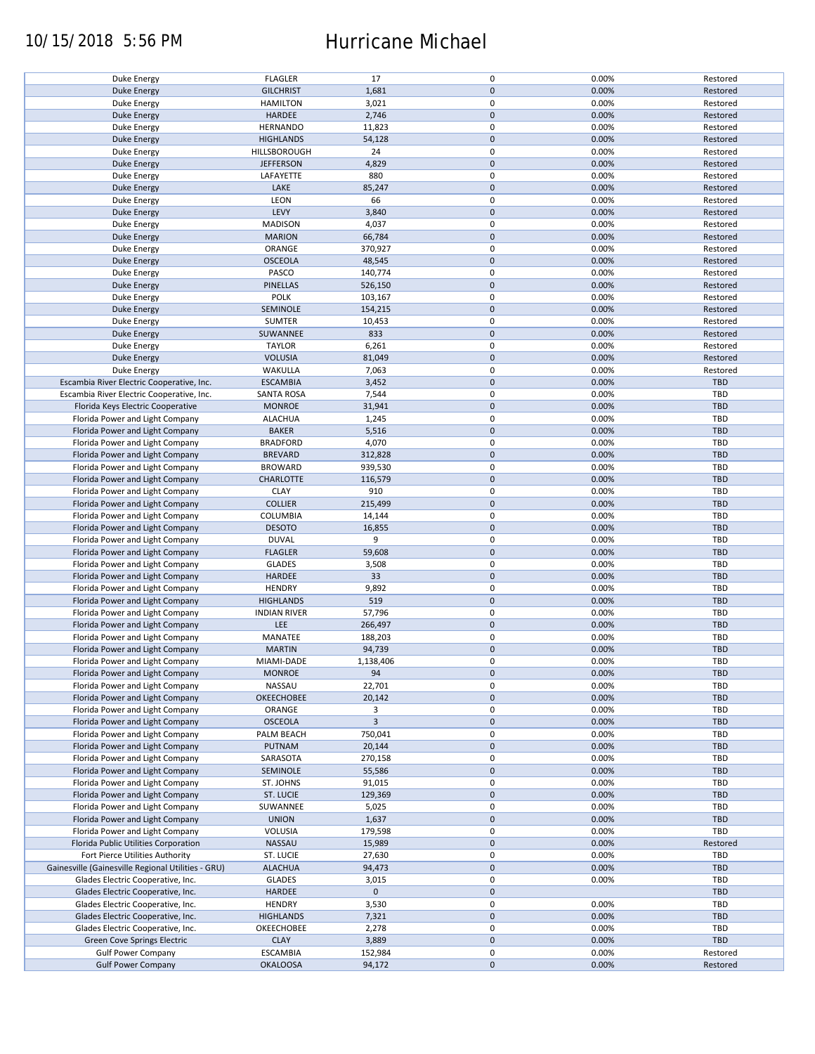| | | | | | |
|---|---|---|---|---|---|
| Duke Energy | FLAGLER | 17 | 0 | 0.00% | Restored |
| Duke Energy | GILCHRIST | 1,681 | 0 | 0.00% | Restored |
| Duke Energy | HAMILTON | 3,021 | 0 | 0.00% | Restored |
| Duke Energy | HARDEE | 2,746 | 0 | 0.00% | Restored |
| Duke Energy | HERNANDO | 11,823 | 0 | 0.00% | Restored |
| Duke Energy | HIGHLANDS | 54,128 | 0 | 0.00% | Restored |
| Duke Energy | HILLSBOROUGH | 24 | 0 | 0.00% | Restored |
| Duke Energy | JEFFERSON | 4,829 | 0 | 0.00% | Restored |
| Duke Energy | LAFAYETTE | 880 | 0 | 0.00% | Restored |
| Duke Energy | LAKE | 85,247 | 0 | 0.00% | Restored |
| Duke Energy | LEON | 66 | 0 | 0.00% | Restored |
| Duke Energy | LEVY | 3,840 | 0 | 0.00% | Restored |
| Duke Energy | MADISON | 4,037 | 0 | 0.00% | Restored |
| Duke Energy | MARION | 66,784 | 0 | 0.00% | Restored |
| Duke Energy | ORANGE | 370,927 | 0 | 0.00% | Restored |
| Duke Energy | OSCEOLA | 48,545 | 0 | 0.00% | Restored |
| Duke Energy | PASCO | 140,774 | 0 | 0.00% | Restored |
| Duke Energy | PINELLAS | 526,150 | 0 | 0.00% | Restored |
| Duke Energy | POLK | 103,167 | 0 | 0.00% | Restored |
| Duke Energy | SEMINOLE | 154,215 | 0 | 0.00% | Restored |
| Duke Energy | SUMTER | 10,453 | 0 | 0.00% | Restored |
| Duke Energy | SUWANNEE | 833 | 0 | 0.00% | Restored |
| Duke Energy | TAYLOR | 6,261 | 0 | 0.00% | Restored |
| Duke Energy | VOLUSIA | 81,049 | 0 | 0.00% | Restored |
| Duke Energy | WAKULLA | 7,063 | 0 | 0.00% | Restored |
| Escambia River Electric Cooperative, Inc. | ESCAMBIA | 3,452 | 0 | 0.00% | TBD |
| Escambia River Electric Cooperative, Inc. | SANTA ROSA | 7,544 | 0 | 0.00% | TBD |
| Florida Keys Electric Cooperative | MONROE | 31,941 | 0 | 0.00% | TBD |
| Florida Power and Light Company | ALACHUA | 1,245 | 0 | 0.00% | TBD |
| Florida Power and Light Company | BAKER | 5,516 | 0 | 0.00% | TBD |
| Florida Power and Light Company | BRADFORD | 4,070 | 0 | 0.00% | TBD |
| Florida Power and Light Company | BREVARD | 312,828 | 0 | 0.00% | TBD |
| Florida Power and Light Company | BROWARD | 939,530 | 0 | 0.00% | TBD |
| Florida Power and Light Company | CHARLOTTE | 116,579 | 0 | 0.00% | TBD |
| Florida Power and Light Company | CLAY | 910 | 0 | 0.00% | TBD |
| Florida Power and Light Company | COLLIER | 215,499 | 0 | 0.00% | TBD |
| Florida Power and Light Company | COLUMBIA | 14,144 | 0 | 0.00% | TBD |
| Florida Power and Light Company | DESOTO | 16,855 | 0 | 0.00% | TBD |
| Florida Power and Light Company | DUVAL | 9 | 0 | 0.00% | TBD |
| Florida Power and Light Company | FLAGLER | 59,608 | 0 | 0.00% | TBD |
| Florida Power and Light Company | GLADES | 3,508 | 0 | 0.00% | TBD |
| Florida Power and Light Company | HARDEE | 33 | 0 | 0.00% | TBD |
| Florida Power and Light Company | HENDRY | 9,892 | 0 | 0.00% | TBD |
| Florida Power and Light Company | HIGHLANDS | 519 | 0 | 0.00% | TBD |
| Florida Power and Light Company | INDIAN RIVER | 57,796 | 0 | 0.00% | TBD |
| Florida Power and Light Company | LEE | 266,497 | 0 | 0.00% | TBD |
| Florida Power and Light Company | MANATEE | 188,203 | 0 | 0.00% | TBD |
| Florida Power and Light Company | MARTIN | 94,739 | 0 | 0.00% | TBD |
| Florida Power and Light Company | MIAMI-DADE | 1,138,406 | 0 | 0.00% | TBD |
| Florida Power and Light Company | MONROE | 94 | 0 | 0.00% | TBD |
| Florida Power and Light Company | NASSAU | 22,701 | 0 | 0.00% | TBD |
| Florida Power and Light Company | OKEECHOBEE | 20,142 | 0 | 0.00% | TBD |
| Florida Power and Light Company | ORANGE | 3 | 0 | 0.00% | TBD |
| Florida Power and Light Company | OSCEOLA | 3 | 0 | 0.00% | TBD |
| Florida Power and Light Company | PALM BEACH | 750,041 | 0 | 0.00% | TBD |
| Florida Power and Light Company | PUTNAM | 20,144 | 0 | 0.00% | TBD |
| Florida Power and Light Company | SARASOTA | 270,158 | 0 | 0.00% | TBD |
| Florida Power and Light Company | SEMINOLE | 55,586 | 0 | 0.00% | TBD |
| Florida Power and Light Company | ST. JOHNS | 91,015 | 0 | 0.00% | TBD |
| Florida Power and Light Company | ST. LUCIE | 129,369 | 0 | 0.00% | TBD |
| Florida Power and Light Company | SUWANNEE | 5,025 | 0 | 0.00% | TBD |
| Florida Power and Light Company | UNION | 1,637 | 0 | 0.00% | TBD |
| Florida Power and Light Company | VOLUSIA | 179,598 | 0 | 0.00% | TBD |
| Florida Public Utilities Corporation | NASSAU | 15,989 | 0 | 0.00% | Restored |
| Fort Pierce Utilities Authority | ST. LUCIE | 27,630 | 0 | 0.00% | TBD |
| Gainesville (Gainesville Regional Utilities - GRU) | ALACHUA | 94,473 | 0 | 0.00% | TBD |
| Glades Electric Cooperative, Inc. | GLADES | 3,015 | 0 | 0.00% | TBD |
| Glades Electric Cooperative, Inc. | HARDEE | 0 | 0 | | TBD |
| Glades Electric Cooperative, Inc. | HENDRY | 3,530 | 0 | 0.00% | TBD |
| Glades Electric Cooperative, Inc. | HIGHLANDS | 7,321 | 0 | 0.00% | TBD |
| Glades Electric Cooperative, Inc. | OKEECHOBEE | 2,278 | 0 | 0.00% | TBD |
| Green Cove Springs Electric | CLAY | 3,889 | 0 | 0.00% | TBD |
| Gulf Power Company | ESCAMBIA | 152,984 | 0 | 0.00% | Restored |
| Gulf Power Company | OKALOOSA | 94,172 | 0 | 0.00% | Restored |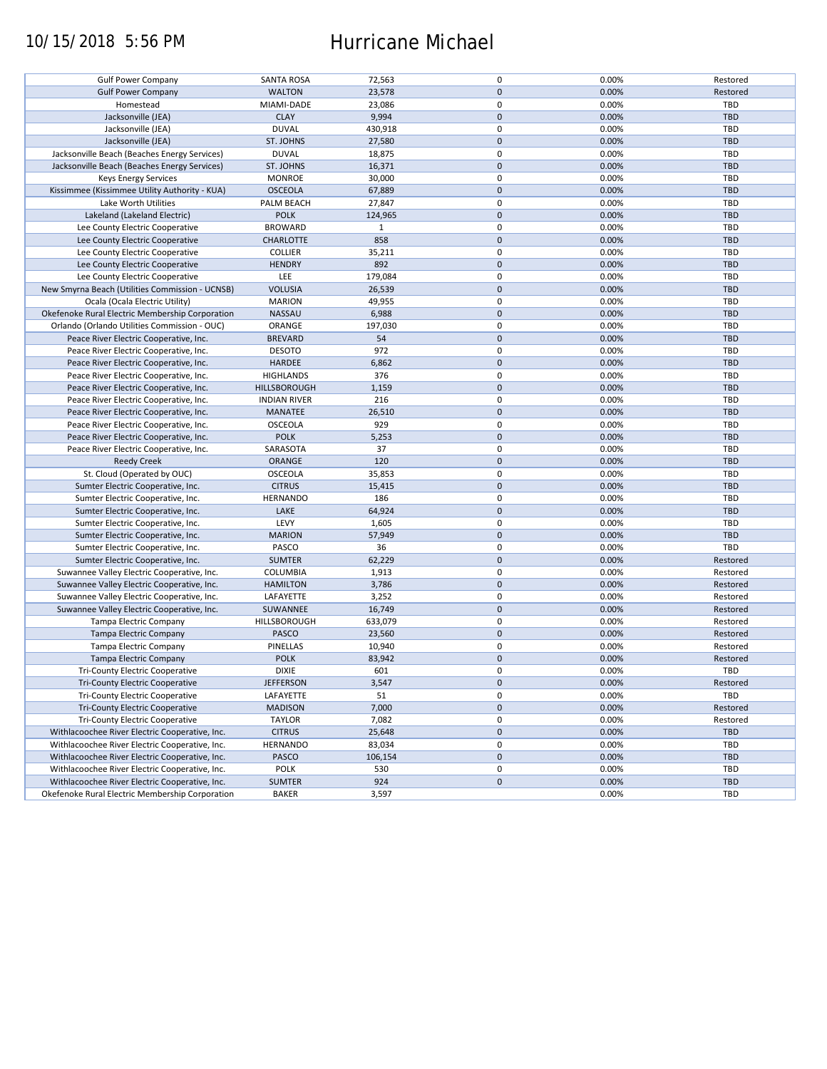# Hurricane Michael

| | | | | | |
|---|---|---|---|---|---|
| Gulf Power Company | SANTA ROSA | 72,563 | 0 | 0.00% | Restored |
| Gulf Power Company | WALTON | 23,578 | 0 | 0.00% | Restored |
| Homestead | MIAMI-DADE | 23,086 | 0 | 0.00% | TBD |
| Jacksonville (JEA) | CLAY | 9,994 | 0 | 0.00% | TBD |
| Jacksonville (JEA) | DUVAL | 430,918 | 0 | 0.00% | TBD |
| Jacksonville (JEA) | ST. JOHNS | 27,580 | 0 | 0.00% | TBD |
| Jacksonville Beach (Beaches Energy Services) | DUVAL | 18,875 | 0 | 0.00% | TBD |
| Jacksonville Beach (Beaches Energy Services) | ST. JOHNS | 16,371 | 0 | 0.00% | TBD |
| Keys Energy Services | MONROE | 30,000 | 0 | 0.00% | TBD |
| Kissimmee (Kissimmee Utility Authority - KUA) | OSCEOLA | 67,889 | 0 | 0.00% | TBD |
| Lake Worth Utilities | PALM BEACH | 27,847 | 0 | 0.00% | TBD |
| Lakeland (Lakeland Electric) | POLK | 124,965 | 0 | 0.00% | TBD |
| Lee County Electric Cooperative | BROWARD | 1 | 0 | 0.00% | TBD |
| Lee County Electric Cooperative | CHARLOTTE | 858 | 0 | 0.00% | TBD |
| Lee County Electric Cooperative | COLLIER | 35,211 | 0 | 0.00% | TBD |
| Lee County Electric Cooperative | HENDRY | 892 | 0 | 0.00% | TBD |
| Lee County Electric Cooperative | LEE | 179,084 | 0 | 0.00% | TBD |
| New Smyrna Beach (Utilities Commission - UCNSB) | VOLUSIA | 26,539 | 0 | 0.00% | TBD |
| Ocala (Ocala Electric Utility) | MARION | 49,955 | 0 | 0.00% | TBD |
| Okefenoke Rural Electric Membership Corporation | NASSAU | 6,988 | 0 | 0.00% | TBD |
| Orlando (Orlando Utilities Commission - OUC) | ORANGE | 197,030 | 0 | 0.00% | TBD |
| Peace River Electric Cooperative, Inc. | BREVARD | 54 | 0 | 0.00% | TBD |
| Peace River Electric Cooperative, Inc. | DESOTO | 972 | 0 | 0.00% | TBD |
| Peace River Electric Cooperative, Inc. | HARDEE | 6,862 | 0 | 0.00% | TBD |
| Peace River Electric Cooperative, Inc. | HIGHLANDS | 376 | 0 | 0.00% | TBD |
| Peace River Electric Cooperative, Inc. | HILLSBOROUGH | 1,159 | 0 | 0.00% | TBD |
| Peace River Electric Cooperative, Inc. | INDIAN RIVER | 216 | 0 | 0.00% | TBD |
| Peace River Electric Cooperative, Inc. | MANATEE | 26,510 | 0 | 0.00% | TBD |
| Peace River Electric Cooperative, Inc. | OSCEOLA | 929 | 0 | 0.00% | TBD |
| Peace River Electric Cooperative, Inc. | POLK | 5,253 | 0 | 0.00% | TBD |
| Peace River Electric Cooperative, Inc. | SARASOTA | 37 | 0 | 0.00% | TBD |
| Reedy Creek | ORANGE | 120 | 0 | 0.00% | TBD |
| St. Cloud (Operated by OUC) | OSCEOLA | 35,853 | 0 | 0.00% | TBD |
| Sumter Electric Cooperative, Inc. | CITRUS | 15,415 | 0 | 0.00% | TBD |
| Sumter Electric Cooperative, Inc. | HERNANDO | 186 | 0 | 0.00% | TBD |
| Sumter Electric Cooperative, Inc. | LAKE | 64,924 | 0 | 0.00% | TBD |
| Sumter Electric Cooperative, Inc. | LEVY | 1,605 | 0 | 0.00% | TBD |
| Sumter Electric Cooperative, Inc. | MARION | 57,949 | 0 | 0.00% | TBD |
| Sumter Electric Cooperative, Inc. | PASCO | 36 | 0 | 0.00% | TBD |
| Sumter Electric Cooperative, Inc. | SUMTER | 62,229 | 0 | 0.00% | Restored |
| Suwannee Valley Electric Cooperative, Inc. | COLUMBIA | 1,913 | 0 | 0.00% | Restored |
| Suwannee Valley Electric Cooperative, Inc. | HAMILTON | 3,786 | 0 | 0.00% | Restored |
| Suwannee Valley Electric Cooperative, Inc. | LAFAYETTE | 3,252 | 0 | 0.00% | Restored |
| Suwannee Valley Electric Cooperative, Inc. | SUWANNEE | 16,749 | 0 | 0.00% | Restored |
| Tampa Electric Company | HILLSBOROUGH | 633,079 | 0 | 0.00% | Restored |
| Tampa Electric Company | PASCO | 23,560 | 0 | 0.00% | Restored |
| Tampa Electric Company | PINELLAS | 10,940 | 0 | 0.00% | Restored |
| Tampa Electric Company | POLK | 83,942 | 0 | 0.00% | Restored |
| Tri-County Electric Cooperative | DIXIE | 601 | 0 | 0.00% | TBD |
| Tri-County Electric Cooperative | JEFFERSON | 3,547 | 0 | 0.00% | Restored |
| Tri-County Electric Cooperative | LAFAYETTE | 51 | 0 | 0.00% | TBD |
| Tri-County Electric Cooperative | MADISON | 7,000 | 0 | 0.00% | Restored |
| Tri-County Electric Cooperative | TAYLOR | 7,082 | 0 | 0.00% | Restored |
| Withlacoochee River Electric Cooperative, Inc. | CITRUS | 25,648 | 0 | 0.00% | TBD |
| Withlacoochee River Electric Cooperative, Inc. | HERNANDO | 83,034 | 0 | 0.00% | TBD |
| Withlacoochee River Electric Cooperative, Inc. | PASCO | 106,154 | 0 | 0.00% | TBD |
| Withlacoochee River Electric Cooperative, Inc. | POLK | 530 | 0 | 0.00% | TBD |
| Withlacoochee River Electric Cooperative, Inc. | SUMTER | 924 | 0 | 0.00% | TBD |
| Okefenoke Rural Electric Membership Corporation | BAKER | 3,597 | | 0.00% | TBD |